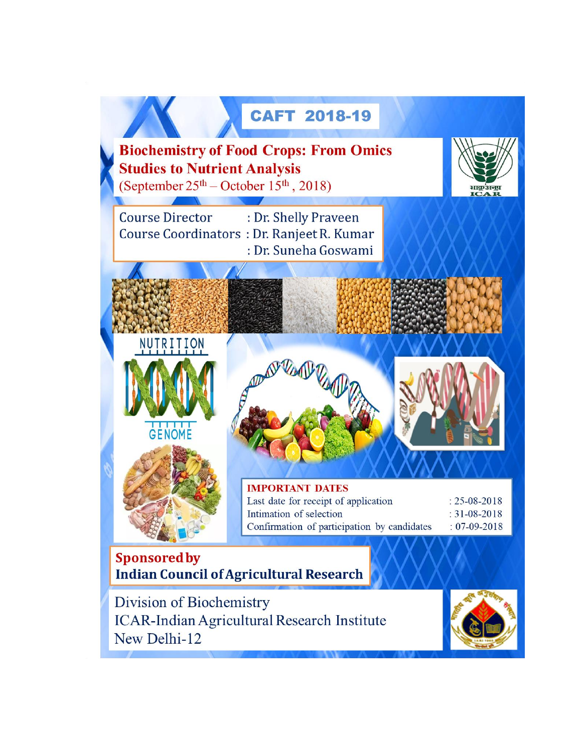# CAFT 2018-19

## Biochemistry of Food Crops: From Omics Studies to Nutrient Analysis

(September 25th – October 15th, 2018)

Course Director : Dr. Shelly Praveen
Course Coordinators : Dr. Ranjeet R. Kumar
: Dr. Suneha Goswami

NUTRITION

GENOME

**IMPORTANT DATES**

| | |
|---|---|
| Last date for receipt of application | : 25-08-2018 |
| Intimation of selection | : 31-08-2018 |
| Confirmation of participation by candidates | : 07-09-2018 |

**Sponsored by**
**Indian Council of Agricultural Research**

Division of Biochemistry
ICAR-Indian Agricultural Research Institute
New Delhi-12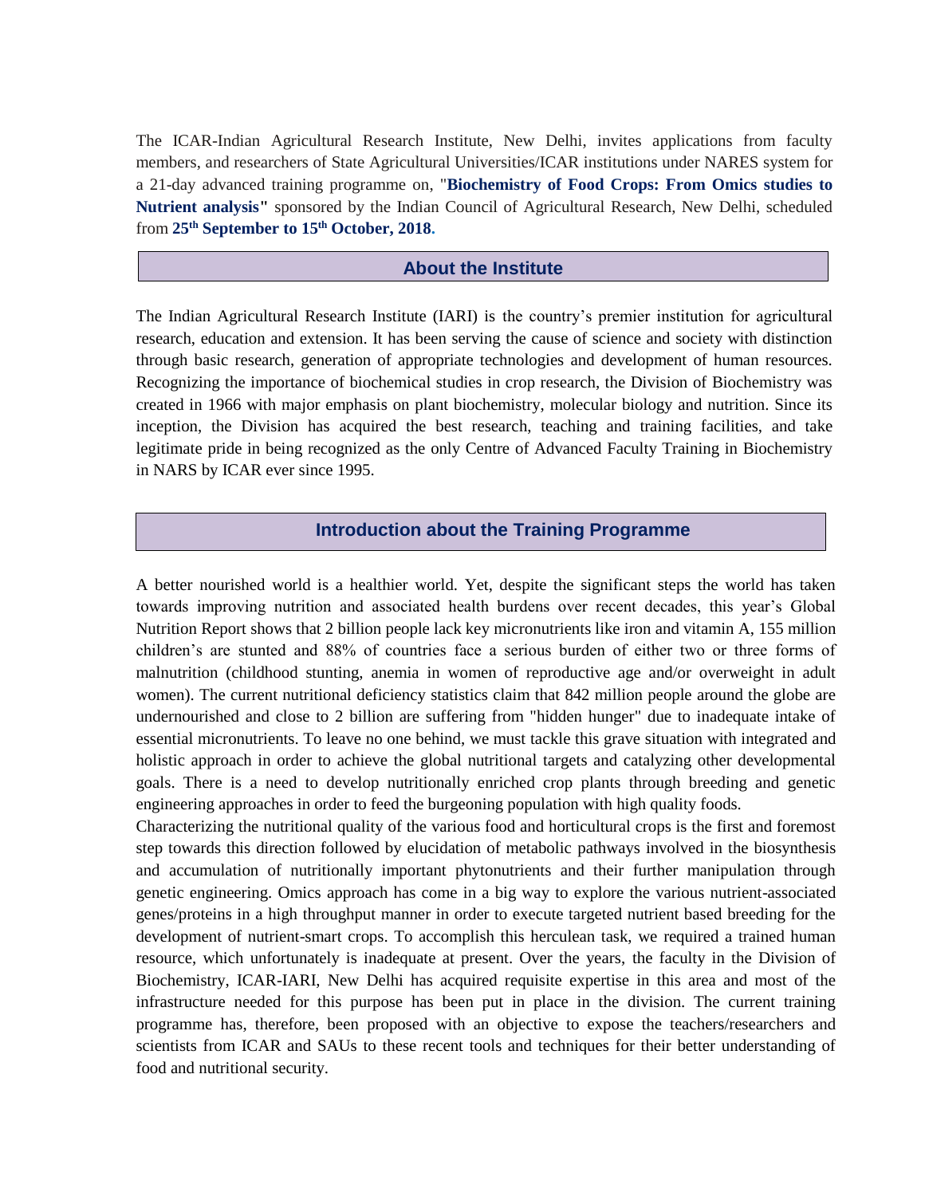The ICAR-Indian Agricultural Research Institute, New Delhi, invites applications from faculty members, and researchers of State Agricultural Universities/ICAR institutions under NARES system for a 21-day advanced training programme on, "**Biochemistry of Food Crops: From Omics studies to Nutrient analysis"** sponsored by the Indian Council of Agricultural Research, New Delhi, scheduled from **25th September to 15th October, 2018.**

## About the Institute

The Indian Agricultural Research Institute (IARI) is the country's premier institution for agricultural research, education and extension. It has been serving the cause of science and society with distinction through basic research, generation of appropriate technologies and development of human resources. Recognizing the importance of biochemical studies in crop research, the Division of Biochemistry was created in 1966 with major emphasis on plant biochemistry, molecular biology and nutrition. Since its inception, the Division has acquired the best research, teaching and training facilities, and take legitimate pride in being recognized as the only Centre of Advanced Faculty Training in Biochemistry in NARS by ICAR ever since 1995.

## Introduction about the Training Programme

A better nourished world is a healthier world. Yet, despite the significant steps the world has taken towards improving nutrition and associated health burdens over recent decades, this year's Global Nutrition Report shows that 2 billion people lack key micronutrients like iron and vitamin A, 155 million children's are stunted and 88% of countries face a serious burden of either two or three forms of malnutrition (childhood stunting, anemia in women of reproductive age and/or overweight in adult women). The current nutritional deficiency statistics claim that 842 million people around the globe are undernourished and close to 2 billion are suffering from "hidden hunger" due to inadequate intake of essential micronutrients. To leave no one behind, we must tackle this grave situation with integrated and holistic approach in order to achieve the global nutritional targets and catalyzing other developmental goals. There is a need to develop nutritionally enriched crop plants through breeding and genetic engineering approaches in order to feed the burgeoning population with high quality foods.

Characterizing the nutritional quality of the various food and horticultural crops is the first and foremost step towards this direction followed by elucidation of metabolic pathways involved in the biosynthesis and accumulation of nutritionally important phytonutrients and their further manipulation through genetic engineering. Omics approach has come in a big way to explore the various nutrient-associated genes/proteins in a high throughput manner in order to execute targeted nutrient based breeding for the development of nutrient-smart crops. To accomplish this herculean task, we required a trained human resource, which unfortunately is inadequate at present. Over the years, the faculty in the Division of Biochemistry, ICAR-IARI, New Delhi has acquired requisite expertise in this area and most of the infrastructure needed for this purpose has been put in place in the division. The current training programme has, therefore, been proposed with an objective to expose the teachers/researchers and scientists from ICAR and SAUs to these recent tools and techniques for their better understanding of food and nutritional security.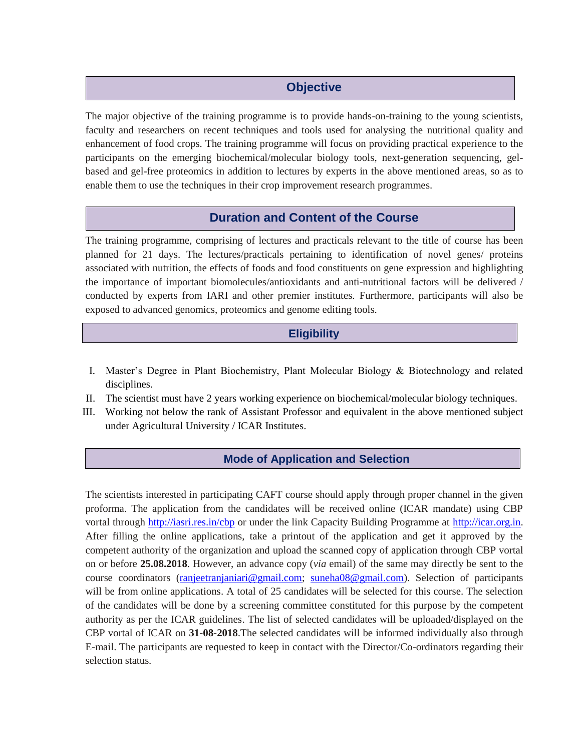## Objective

The major objective of the training programme is to provide hands-on-training to the young scientists, faculty and researchers on recent techniques and tools used for analysing the nutritional quality and enhancement of food crops. The training programme will focus on providing practical experience to the participants on the emerging biochemical/molecular biology tools, next-generation sequencing, gel-based and gel-free proteomics in addition to lectures by experts in the above mentioned areas, so as to enable them to use the techniques in their crop improvement research programmes.

## Duration and Content of the Course

The training programme, comprising of lectures and practicals relevant to the title of course has been planned for 21 days. The lectures/practicals pertaining to identification of novel genes/ proteins associated with nutrition, the effects of foods and food constituents on gene expression and highlighting the importance of important biomolecules/antioxidants and anti-nutritional factors will be delivered / conducted by experts from IARI and other premier institutes. Furthermore, participants will also be exposed to advanced genomics, proteomics and genome editing tools.

## Eligibility

I. Master's Degree in Plant Biochemistry, Plant Molecular Biology & Biotechnology and related disciplines.
II. The scientist must have 2 years working experience on biochemical/molecular biology techniques.
III. Working not below the rank of Assistant Professor and equivalent in the above mentioned subject under Agricultural University / ICAR Institutes.

## Mode of Application and Selection

The scientists interested in participating CAFT course should apply through proper channel in the given proforma. The application from the candidates will be received online (ICAR mandate) using CBP vortal through http://iasri.res.in/cbp or under the link Capacity Building Programme at http://icar.org.in. After filling the online applications, take a printout of the application and get it approved by the competent authority of the organization and upload the scanned copy of application through CBP vortal on or before **25.08.2018**. However, an advance copy (*via* email) of the same may directly be sent to the course coordinators (ranjeetranjaniari@gmail.com; suneha08@gmail.com). Selection of participants will be from online applications. A total of 25 candidates will be selected for this course. The selection of the candidates will be done by a screening committee constituted for this purpose by the competent authority as per the ICAR guidelines. The list of selected candidates will be uploaded/displayed on the CBP vortal of ICAR on **31-08-2018**.The selected candidates will be informed individually also through E-mail. The participants are requested to keep in contact with the Director/Co-ordinators regarding their selection status.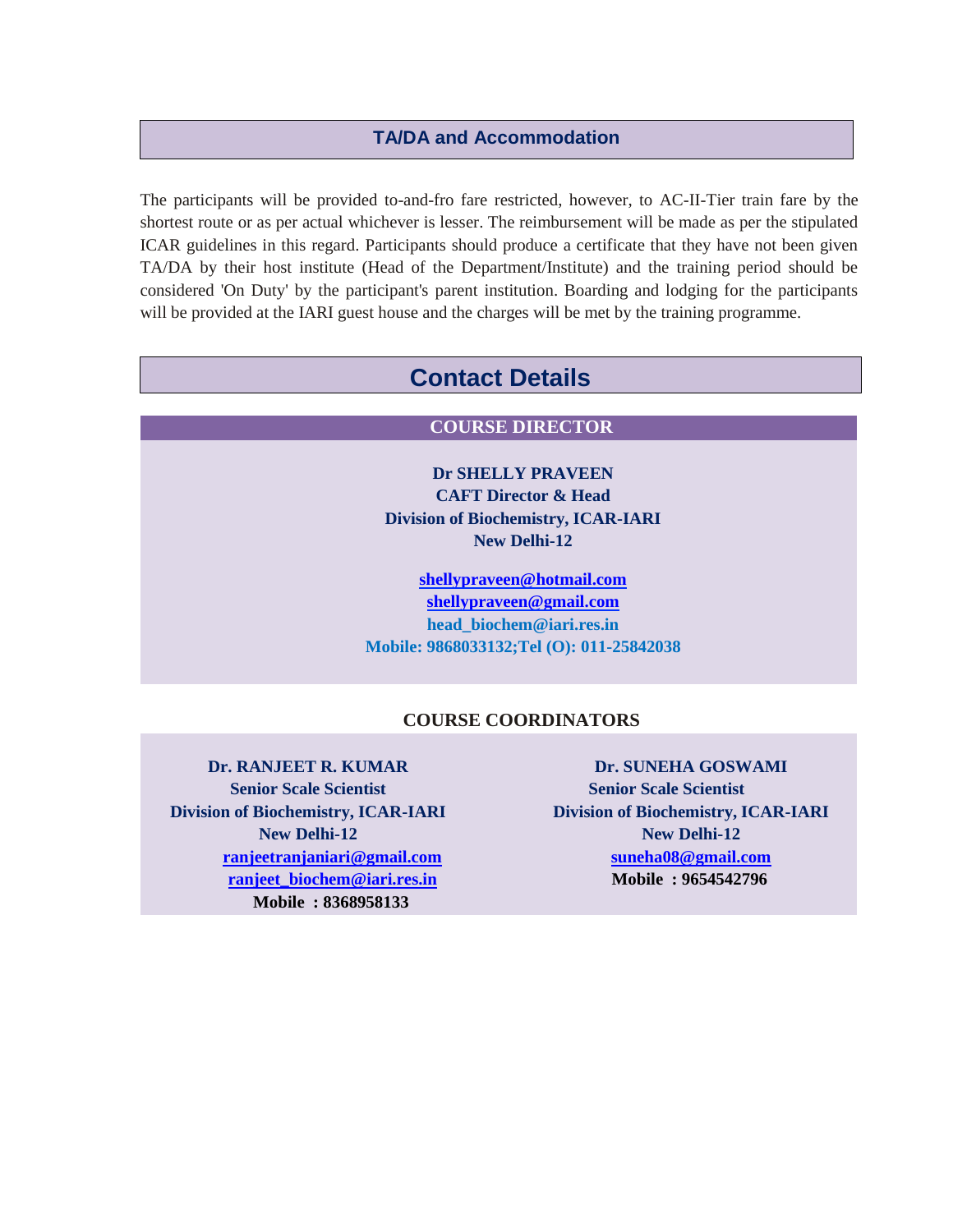## TA/DA and Accommodation

The participants will be provided to-and-fro fare restricted, however, to AC-II-Tier train fare by the shortest route or as per actual whichever is lesser. The reimbursement will be made as per the stipulated ICAR guidelines in this regard. Participants should produce a certificate that they have not been given TA/DA by their host institute (Head of the Department/Institute) and the training period should be considered 'On Duty' by the participant's parent institution. Boarding and lodging for the participants will be provided at the IARI guest house and the charges will be met by the training programme.

# Contact Details

### COURSE DIRECTOR

**Dr SHELLY PRAVEEN**
**CAFT Director & Head**
**Division of Biochemistry, ICAR-IARI**
**New Delhi-12**

**shellypraveen@hotmail.com**
**shellypraveen@gmail.com**
**head_biochem@iari.res.in**
**Mobile: 9868033132;Tel (O): 011-25842038**

### COURSE COORDINATORS

**Dr. RANJEET R. KUMAR**
**Senior Scale Scientist**
**Division of Biochemistry, ICAR-IARI**
**New Delhi-12**
**ranjeetranjaniari@gmail.com**
**ranjeet_biochem@iari.res.in**
**Mobile : 8368958133**

**Dr. SUNEHA GOSWAMI**
**Senior Scale Scientist**
**Division of Biochemistry, ICAR-IARI**
**New Delhi-12**
**suneha08@gmail.com**
**Mobile : 9654542796**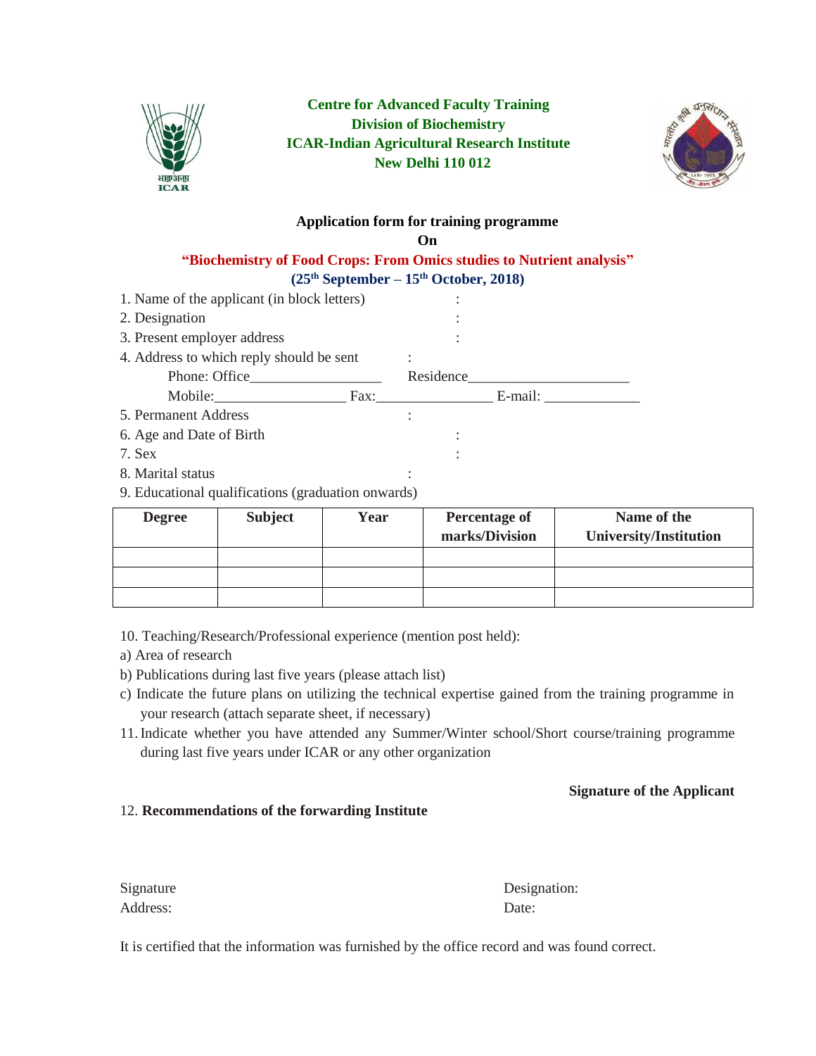**Centre for Advanced Faculty Training**
**Division of Biochemistry**
**ICAR-Indian Agricultural Research Institute**
**New Delhi 110 012**

## Application form for training programme

**On**

**"Biochemistry of Food Crops: From Omics studies to Nutrient analysis"**

**(25th September – 15th October, 2018)**

1. Name of the applicant (in block letters) :
2. Designation :
3. Present employer address :
4. Address to which reply should be sent :
   Phone: Office__________________ Residence______________________
   Mobile:_________________ Fax:________________ E-mail: _____________
5. Permanent Address :
6. Age and Date of Birth :
7. Sex :
8. Marital status :
9. Educational qualifications (graduation onwards)

| Degree | Subject | Year | Percentage of marks/Division | Name of the University/Institution |
|---|---|---|---|---|
| | | | | |
| | | | | |
| | | | | |

10. Teaching/Research/Professional experience (mention post held):

a) Area of research

b) Publications during last five years (please attach list)

c) Indicate the future plans on utilizing the technical expertise gained from the training programme in your research (attach separate sheet, if necessary)

11. Indicate whether you have attended any Summer/Winter school/Short course/training programme during last five years under ICAR or any other organization

**Signature of the Applicant**

12. **Recommendations of the forwarding Institute**

Signature

Address:

Designation:

Date:

It is certified that the information was furnished by the office record and was found correct.